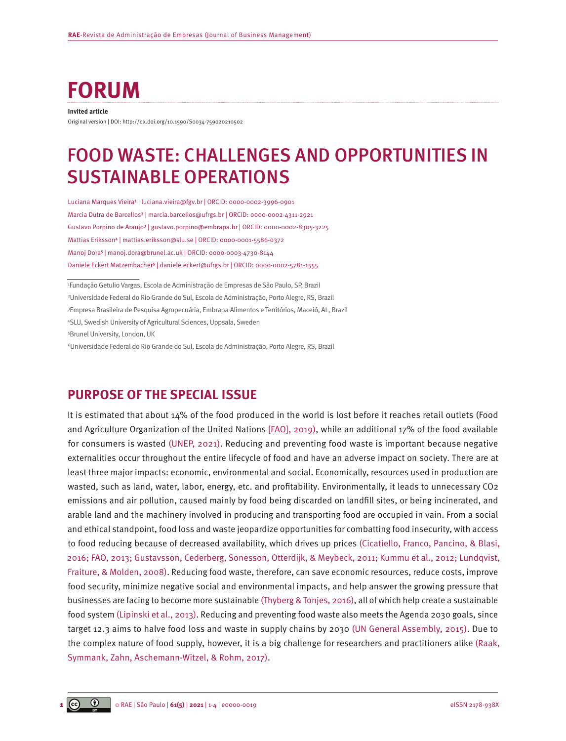# FORUM

**Invited article**

Original version | DOI: http://dx.doi.org/10.1590/S0034-759020210502

# FOOD WASTE: CHALLENGES AND OPPORTUNITIES IN SUSTAINABLE OPERATIONS

Luciana Marques Vieira[1] | luciana.vieira@fgv.br | ORCID: 0000-0002-3996-0901

Marcia Dutra de Barcellos[2] | marcia.barcellos@ufrgs.br | ORCID: 0000-0002-4311-2921

Gustavo Porpino de Araujo[3] | gustavo.porpino@embrapa.br | ORCID: 0000-0002-8305-3225

Mattias Eriksson[4] | mattias.eriksson@slu.se | ORCID: 0000-0001-5586-0372

Manoj Dora[5] | manoj.dora@brunel.ac.uk | ORCID: 0000-0003-4730-8144

Daniele Eckert Matzembacher[6] | daniele.eckert@ufrgs.br | ORCID: 0000-0002-5781-1555

[1]Fundação Getulio Vargas, Escola de Administração de Empresas de São Paulo, SP, Brazil

[2]Universidade Federal do Rio Grande do Sul, Escola de Administração, Porto Alegre, RS, Brazil

[3]Empresa Brasileira de Pesquisa Agropecuária, Embrapa Alimentos e Territórios, Maceió, AL, Brazil

[4]SLU, Swedish University of Agricultural Sciences, Uppsala, Sweden

[5]Brunel University, London, UK

[6]Universidade Federal do Rio Grande do Sul, Escola de Administração, Porto Alegre, RS, Brazil

## PURPOSE OF THE SPECIAL ISSUE

It is estimated that about 14% of the food produced in the world is lost before it reaches retail outlets (Food and Agriculture Organization of the United Nations [FAO], 2019), while an additional 17% of the food available for consumers is wasted (UNEP, 2021). Reducing and preventing food waste is important because negative externalities occur throughout the entire lifecycle of food and have an adverse impact on society. There are at least three major impacts: economic, environmental and social. Economically, resources used in production are wasted, such as land, water, labor, energy, etc. and profitability. Environmentally, it leads to unnecessary $CO_2$ emissions and air pollution, caused mainly by food being discarded on landfill sites, or being incinerated, and arable land and the machinery involved in producing and transporting food are occupied in vain. From a social and ethical standpoint, food loss and waste jeopardize opportunities for combatting food insecurity, with access to food reducing because of decreased availability, which drives up prices (Cicatiello, Franco, Pancino, & Blasi, 2016; FAO, 2013; Gustavsson, Cederberg, Sonesson, Otterdijk, & Meybeck, 2011; Kummu et al., 2012; Lundqvist, Fraiture, & Molden, 2008). Reducing food waste, therefore, can save economic resources, reduce costs, improve food security, minimize negative social and environmental impacts, and help answer the growing pressure that businesses are facing to become more sustainable (Thyberg & Tonjes, 2016), all of which help create a sustainable food system (Lipinski et al., 2013). Reducing and preventing food waste also meets the Agenda 2030 goals, since target 12.3 aims to halve food loss and waste in supply chains by 2030 (UN General Assembly, 2015). Due to the complex nature of food supply, however, it is a big challenge for researchers and practitioners alike (Raak, Symmank, Zahn, Aschemann-Witzel, & Rohm, 2017).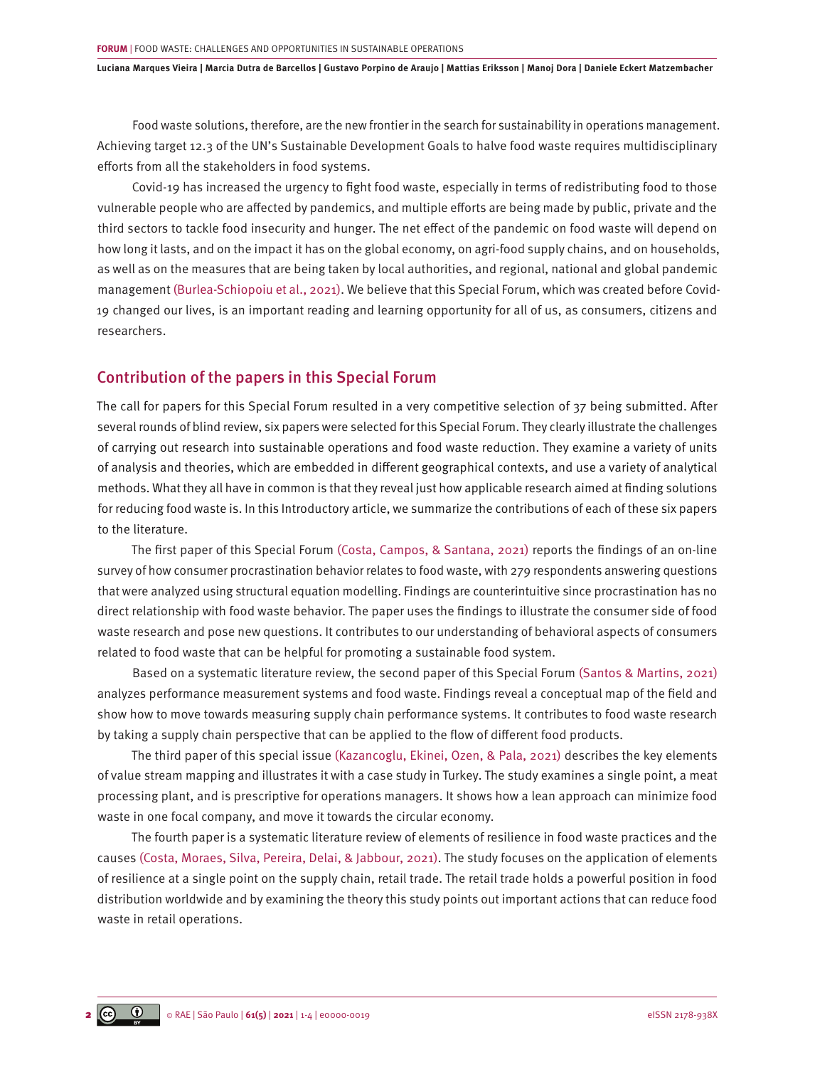Food waste solutions, therefore, are the new frontier in the search for sustainability in operations management. Achieving target 12.3 of the UN's Sustainable Development Goals to halve food waste requires multidisciplinary efforts from all the stakeholders in food systems.

Covid-19 has increased the urgency to fight food waste, especially in terms of redistributing food to those vulnerable people who are affected by pandemics, and multiple efforts are being made by public, private and the third sectors to tackle food insecurity and hunger. The net effect of the pandemic on food waste will depend on how long it lasts, and on the impact it has on the global economy, on agri-food supply chains, and on households, as well as on the measures that are being taken by local authorities, and regional, national and global pandemic management (Burlea-Schiopoiu et al., 2021). We believe that this Special Forum, which was created before Covid-19 changed our lives, is an important reading and learning opportunity for all of us, as consumers, citizens and researchers.

## Contribution of the papers in this Special Forum

The call for papers for this Special Forum resulted in a very competitive selection of 37 being submitted. After several rounds of blind review, six papers were selected for this Special Forum. They clearly illustrate the challenges of carrying out research into sustainable operations and food waste reduction. They examine a variety of units of analysis and theories, which are embedded in different geographical contexts, and use a variety of analytical methods. What they all have in common is that they reveal just how applicable research aimed at finding solutions for reducing food waste is. In this Introductory article, we summarize the contributions of each of these six papers to the literature.

The first paper of this Special Forum (Costa, Campos, & Santana, 2021) reports the findings of an on-line survey of how consumer procrastination behavior relates to food waste, with 279 respondents answering questions that were analyzed using structural equation modelling. Findings are counterintuitive since procrastination has no direct relationship with food waste behavior. The paper uses the findings to illustrate the consumer side of food waste research and pose new questions. It contributes to our understanding of behavioral aspects of consumers related to food waste that can be helpful for promoting a sustainable food system.

Based on a systematic literature review, the second paper of this Special Forum (Santos & Martins, 2021) analyzes performance measurement systems and food waste. Findings reveal a conceptual map of the field and show how to move towards measuring supply chain performance systems. It contributes to food waste research by taking a supply chain perspective that can be applied to the flow of different food products.

The third paper of this special issue (Kazancoglu, Ekinei, Ozen, & Pala, 2021) describes the key elements of value stream mapping and illustrates it with a case study in Turkey. The study examines a single point, a meat processing plant, and is prescriptive for operations managers. It shows how a lean approach can minimize food waste in one focal company, and move it towards the circular economy.

The fourth paper is a systematic literature review of elements of resilience in food waste practices and the causes (Costa, Moraes, Silva, Pereira, Delai, & Jabbour, 2021). The study focuses on the application of elements of resilience at a single point on the supply chain, retail trade. The retail trade holds a powerful position in food distribution worldwide and by examining the theory this study points out important actions that can reduce food waste in retail operations.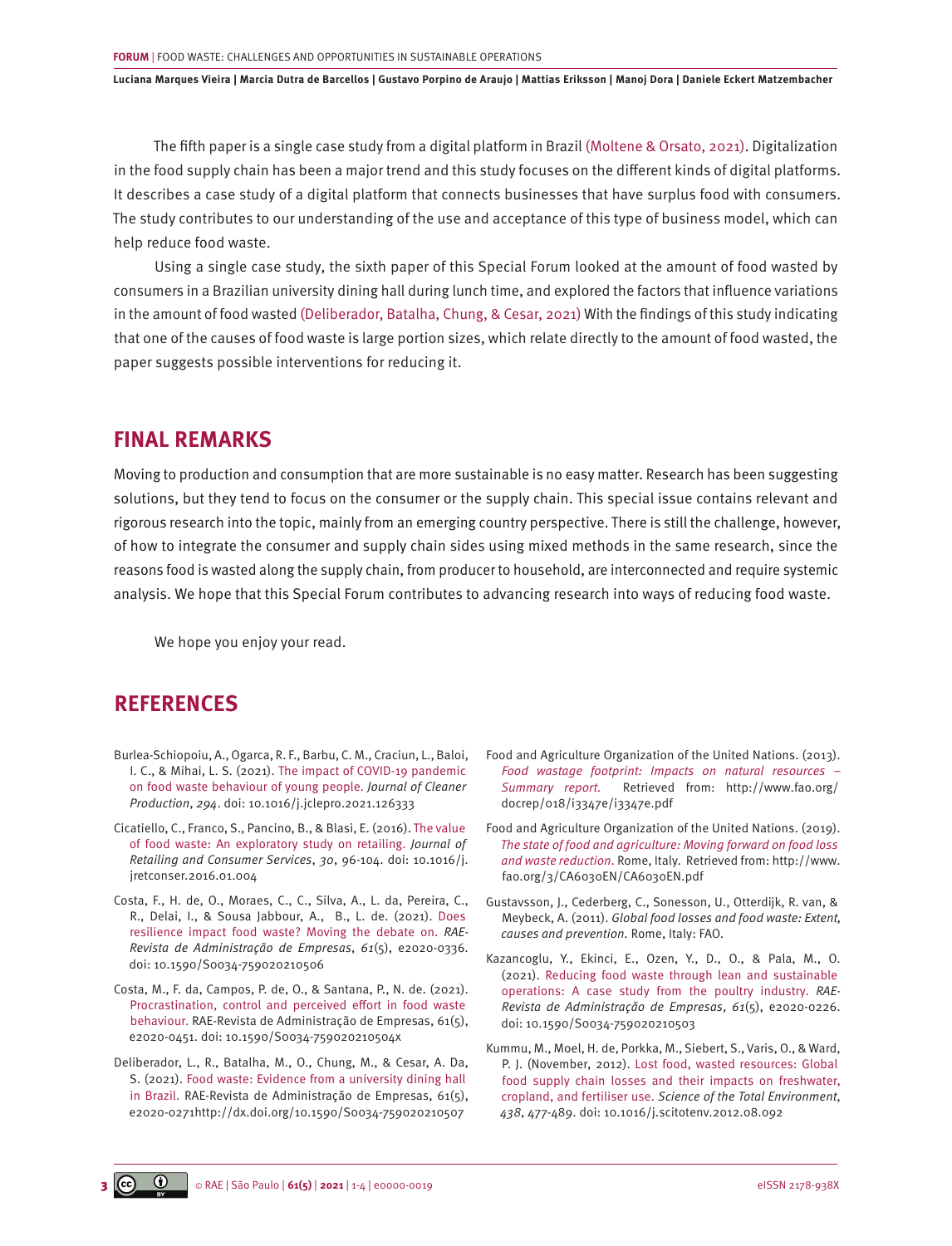The fifth paper is a single case study from a digital platform in Brazil (Moltene & Orsato, 2021). Digitalization in the food supply chain has been a major trend and this study focuses on the different kinds of digital platforms. It describes a case study of a digital platform that connects businesses that have surplus food with consumers. The study contributes to our understanding of the use and acceptance of this type of business model, which can help reduce food waste.

Using a single case study, the sixth paper of this Special Forum looked at the amount of food wasted by consumers in a Brazilian university dining hall during lunch time, and explored the factors that influence variations in the amount of food wasted (Deliberador, Batalha, Chung, & Cesar, 2021) With the findings of this study indicating that one of the causes of food waste is large portion sizes, which relate directly to the amount of food wasted, the paper suggests possible interventions for reducing it.

## FINAL REMARKS

Moving to production and consumption that are more sustainable is no easy matter. Research has been suggesting solutions, but they tend to focus on the consumer or the supply chain. This special issue contains relevant and rigorous research into the topic, mainly from an emerging country perspective. There is still the challenge, however, of how to integrate the consumer and supply chain sides using mixed methods in the same research, since the reasons food is wasted along the supply chain, from producer to household, are interconnected and require systemic analysis. We hope that this Special Forum contributes to advancing research into ways of reducing food waste.

We hope you enjoy your read.

## REFERENCES

Burlea-Schiopoiu, A., Ogarca, R. F., Barbu, C. M., Craciun, L., Baloi, I. C., & Mihai, L. S. (2021). The impact of COVID-19 pandemic on food waste behaviour of young people. *Journal of Cleaner Production*, *294*. doi: 10.1016/j.jclepro.2021.126333

Cicatiello, C., Franco, S., Pancino, B., & Blasi, E. (2016). The value of food waste: An exploratory study on retailing. *Journal of Retailing and Consumer Services*, *30*, 96-104. doi: 10.1016/j.jretconser.2016.01.004

Costa, F., H. de, O., Moraes, C., C., Silva, A., L. da, Pereira, C., R., Delai, I., & Sousa Jabbour, A., B., L. de. (2021). Does resilience impact food waste? Moving the debate on. *RAE-Revista de Administração de Empresas*, *61*(5), e2020-0336. doi: 10.1590/S0034-759020210506

Costa, M., F. da, Campos, P. de, O., & Santana, P., N. de. (2021). Procrastination, control and perceived effort in food waste behaviour. RAE-Revista de Administração de Empresas, 61(5), e2020-0451. doi: 10.1590/S0034-759020210504x

Deliberador, L., R., Batalha, M., O., Chung, M., & Cesar, A. Da, S. (2021). Food waste: Evidence from a university dining hall in Brazil. RAE-Revista de Administração de Empresas, 61(5), e2020-0271http://dx.doi.org/10.1590/S0034-759020210507

Food and Agriculture Organization of the United Nations. (2013). *Food wastage footprint: Impacts on natural resources – Summary report.* Retrieved from: http://www.fao.org/docrep/018/i3347e/i3347e.pdf

Food and Agriculture Organization of the United Nations. (2019). *The state of food and agriculture: Moving forward on food loss and waste reduction*. Rome, Italy. Retrieved from: http://www.fao.org/3/CA6030EN/CA6030EN.pdf

Gustavsson, J., Cederberg, C., Sonesson, U., Otterdijk, R. van, & Meybeck, A. (2011). *Global food losses and food waste: Extent, causes and prevention*. Rome, Italy: FAO.

Kazancoglu, Y., Ekinci, E., Ozen, Y., D., O., & Pala, M., O. (2021). Reducing food waste through lean and sustainable operations: A case study from the poultry industry. *RAE-Revista de Administração de Empresas*, *61*(5), e2020-0226. doi: 10.1590/S0034-759020210503

Kummu, M., Moel, H. de, Porkka, M., Siebert, S., Varis, O., & Ward, P. J. (November, 2012). Lost food, wasted resources: Global food supply chain losses and their impacts on freshwater, cropland, and fertiliser use. *Science of the Total Environment*, *438*, 477-489. doi: 10.1016/j.scitotenv.2012.08.092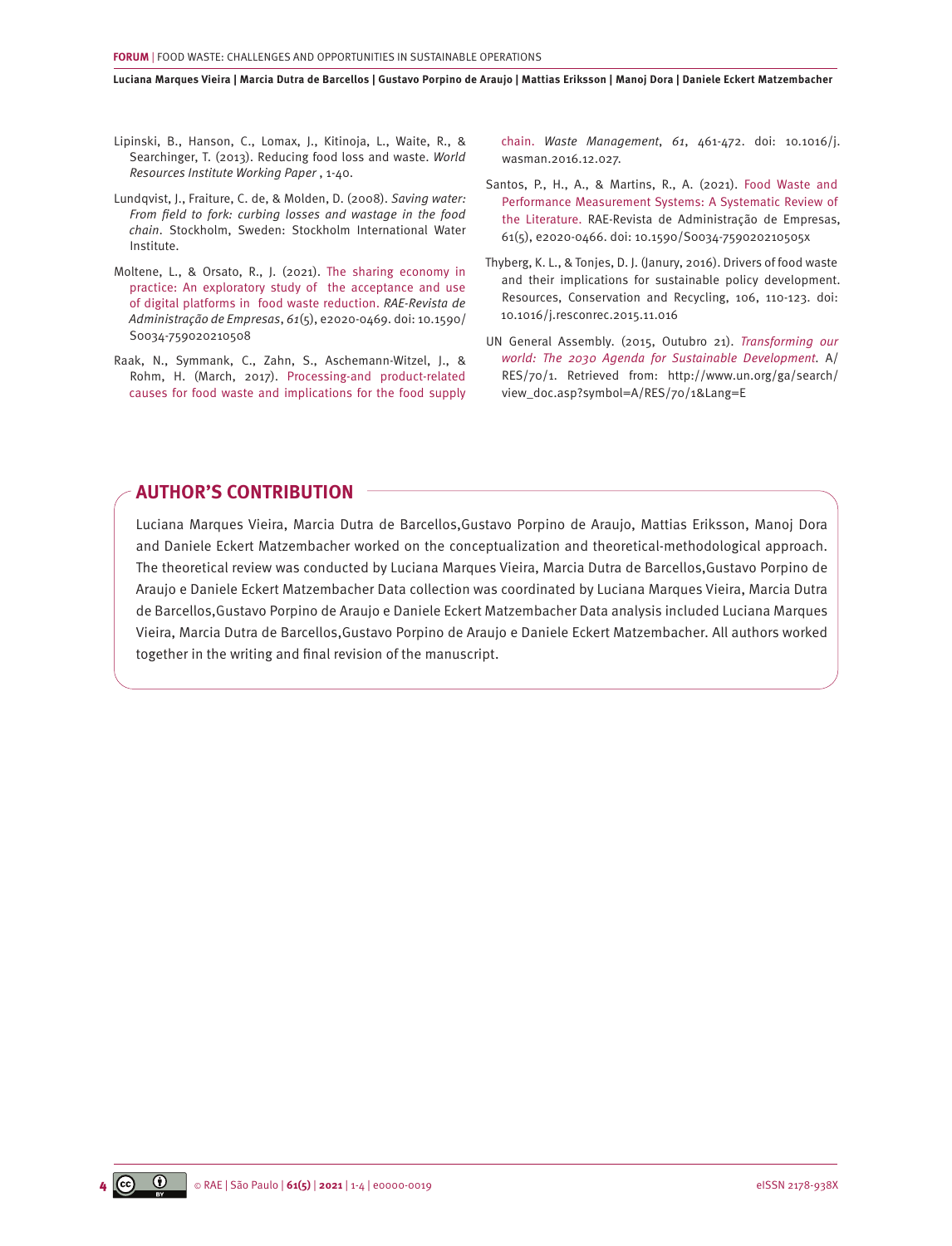Lipinski, B., Hanson, C., Lomax, J., Kitinoja, L., Waite, R., & Searchinger, T. (2013). Reducing food loss and waste. *World Resources Institute Working Paper* , 1-40.

Lundqvist, J., Fraiture, C. de, & Molden, D. (2008). *Saving water: From field to fork: curbing losses and wastage in the food chain*. Stockholm, Sweden: Stockholm International Water Institute.

Moltene, L., & Orsato, R., J. (2021). The sharing economy in practice: An exploratory study of the acceptance and use of digital platforms in food waste reduction. *RAE-Revista de Administração de Empresas*, *61*(5), e2020-0469. doi: 10.1590/S0034-759020210508

Raak, N., Symmank, C., Zahn, S., Aschemann-Witzel, J., & Rohm, H. (March, 2017). Processing-and product-related causes for food waste and implications for the food supply chain. *Waste Management*, *61*, 461-472. doi: 10.1016/j.wasman.2016.12.027.

Santos, P., H., A., & Martins, R., A. (2021). Food Waste and Performance Measurement Systems: A Systematic Review of the Literature. RAE-Revista de Administração de Empresas, 61(5), e2020-0466. doi: 10.1590/S0034-759020210505x

Thyberg, K. L., & Tonjes, D. J. (Janury, 2016). Drivers of food waste and their implications for sustainable policy development. Resources, Conservation and Recycling, 106, 110-123. doi: 10.1016/j.resconrec.2015.11.016

UN General Assembly. (2015, Outubro 21). *Transforming our world: The 2030 Agenda for Sustainable Development*. A/RES/70/1. Retrieved from: http://www.un.org/ga/search/view_doc.asp?symbol=A/RES/70/1&Lang=E

## AUTHOR'S CONTRIBUTION

Luciana Marques Vieira, Marcia Dutra de Barcellos,Gustavo Porpino de Araujo, Mattias Eriksson, Manoj Dora and Daniele Eckert Matzembacher worked on the conceptualization and theoretical-methodological approach. The theoretical review was conducted by Luciana Marques Vieira, Marcia Dutra de Barcellos,Gustavo Porpino de Araujo e Daniele Eckert Matzembacher Data collection was coordinated by Luciana Marques Vieira, Marcia Dutra de Barcellos,Gustavo Porpino de Araujo e Daniele Eckert Matzembacher Data analysis included Luciana Marques Vieira, Marcia Dutra de Barcellos,Gustavo Porpino de Araujo e Daniele Eckert Matzembacher. All authors worked together in the writing and final revision of the manuscript.